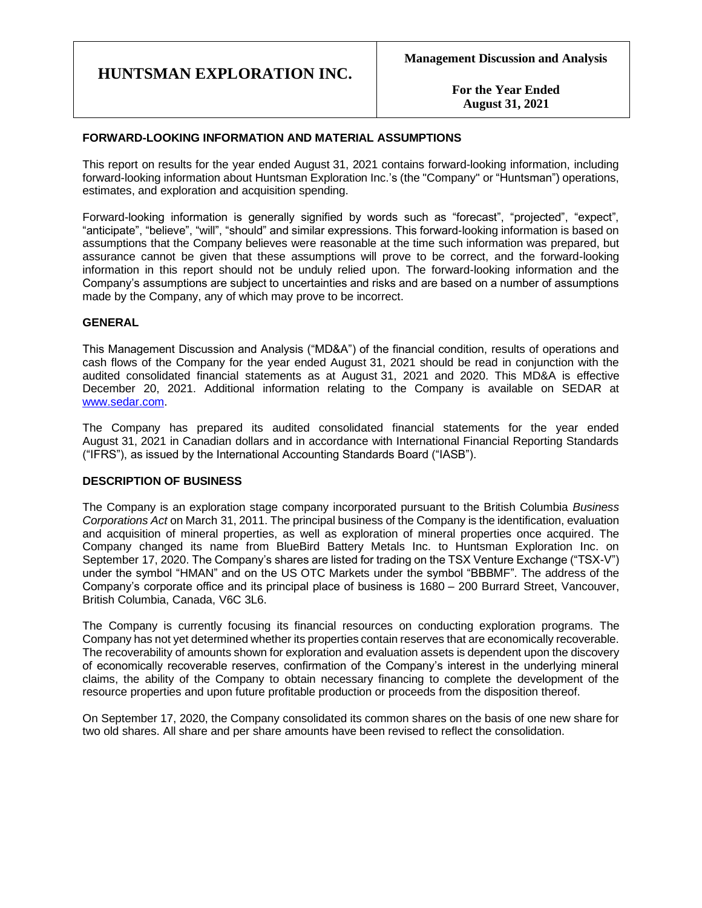# HUNTSMAN EXPLORATION INC.

**Management Discussion and Analysis**

**For the Year Ended August 31, 2021**

## FORWARD-LOOKING INFORMATION AND MATERIAL ASSUMPTIONS

This report on results for the year ended August 31, 2021 contains forward-looking information, including forward-looking information about Huntsman Exploration Inc.'s (the "Company" or "Huntsman") operations, estimates, and exploration and acquisition spending.

Forward-looking information is generally signified by words such as "forecast", "projected", "expect", "anticipate", "believe", "will", "should" and similar expressions. This forward-looking information is based on assumptions that the Company believes were reasonable at the time such information was prepared, but assurance cannot be given that these assumptions will prove to be correct, and the forward-looking information in this report should not be unduly relied upon. The forward-looking information and the Company's assumptions are subject to uncertainties and risks and are based on a number of assumptions made by the Company, any of which may prove to be incorrect.

## GENERAL

This Management Discussion and Analysis ("MD&A") of the financial condition, results of operations and cash flows of the Company for the year ended August 31, 2021 should be read in conjunction with the audited consolidated financial statements as at August 31, 2021 and 2020. This MD&A is effective December 20, 2021. Additional information relating to the Company is available on SEDAR at www.sedar.com.

The Company has prepared its audited consolidated financial statements for the year ended August 31, 2021 in Canadian dollars and in accordance with International Financial Reporting Standards ("IFRS"), as issued by the International Accounting Standards Board ("IASB").

## DESCRIPTION OF BUSINESS

The Company is an exploration stage company incorporated pursuant to the British Columbia *Business Corporations Act* on March 31, 2011. The principal business of the Company is the identification, evaluation and acquisition of mineral properties, as well as exploration of mineral properties once acquired. The Company changed its name from BlueBird Battery Metals Inc. to Huntsman Exploration Inc. on September 17, 2020. The Company's shares are listed for trading on the TSX Venture Exchange ("TSX-V") under the symbol "HMAN" and on the US OTC Markets under the symbol "BBBMF". The address of the Company's corporate office and its principal place of business is 1680 – 200 Burrard Street, Vancouver, British Columbia, Canada, V6C 3L6.

The Company is currently focusing its financial resources on conducting exploration programs. The Company has not yet determined whether its properties contain reserves that are economically recoverable. The recoverability of amounts shown for exploration and evaluation assets is dependent upon the discovery of economically recoverable reserves, confirmation of the Company's interest in the underlying mineral claims, the ability of the Company to obtain necessary financing to complete the development of the resource properties and upon future profitable production or proceeds from the disposition thereof.

On September 17, 2020, the Company consolidated its common shares on the basis of one new share for two old shares. All share and per share amounts have been revised to reflect the consolidation.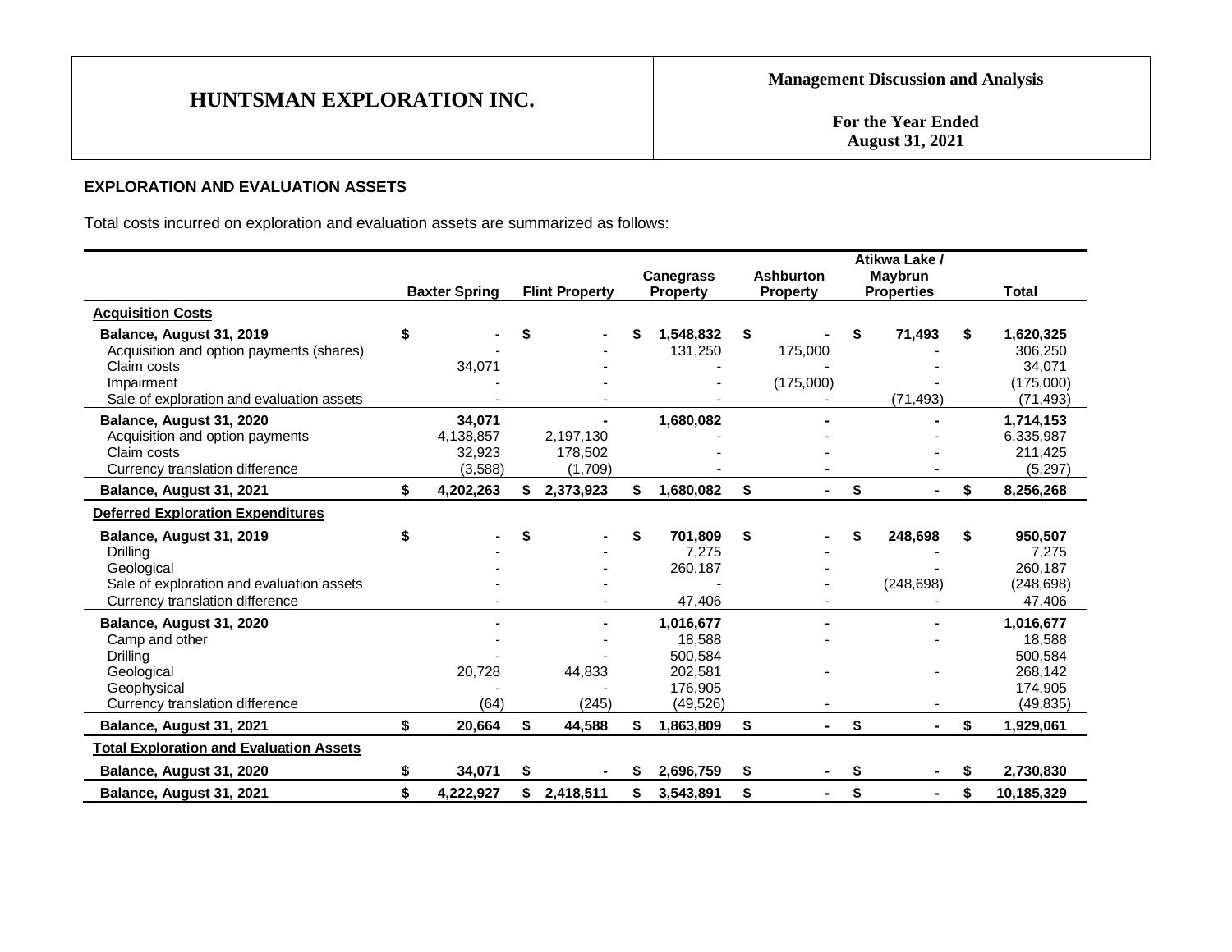## EXPLORATION AND EVALUATION ASSETS

Total costs incurred on exploration and evaluation assets are summarized as follows:

| | Baxter Spring | Flint Property | Canegrass Property | Ashburton Property | Atikwa Lake / Maybrun Properties | Total |
|---|---|---|---|---|---|---|
| **Acquisition Costs** | | | | | | |
| **Balance, August 31, 2019** | **$ -** | **$ -** | **$ 1,548,832** | **$ -** | **$ 71,493** | **$ 1,620,325** |
| Acquisition and option payments (shares) | - | - | 131,250 | 175,000 | - | 306,250 |
| Claim costs | 34,071 | - | - | - | - | 34,071 |
| Impairment | - | - | - | (175,000) | - | (175,000) |
| Sale of exploration and evaluation assets | - | - | - | - | (71,493) | (71,493) |
| **Balance, August 31, 2020** | **34,071** | **-** | **1,680,082** | **-** | **-** | **1,714,153** |
| Acquisition and option payments | 4,138,857 | 2,197,130 | - | - | - | 6,335,987 |
| Claim costs | 32,923 | 178,502 | - | - | - | 211,425 |
| Currency translation difference | (3,588) | (1,709) | - | - | - | (5,297) |
| **Balance, August 31, 2021** | **$ 4,202,263** | **$ 2,373,923** | **$ 1,680,082** | **$ -** | **$ -** | **$ 8,256,268** |
| **Deferred Exploration Expenditures** | | | | | | |
| **Balance, August 31, 2019** | **$ -** | **$ -** | **$ 701,809** | **$ -** | **$ 248,698** | **$ 950,507** |
| Drilling | - | - | 7,275 | - | - | 7,275 |
| Geological | - | - | 260,187 | - | - | 260,187 |
| Sale of exploration and evaluation assets | - | - | - | - | (248,698) | (248,698) |
| Currency translation difference | - | - | 47,406 | - | - | 47,406 |
| **Balance, August 31, 2020** | **-** | **-** | **1,016,677** | **-** | **-** | **1,016,677** |
| Camp and other | - | - | 18,588 | - | - | 18,588 |
| Drilling | - | - | 500,584 | | | 500,584 |
| Geological | 20,728 | 44,833 | 202,581 | - | - | 268,142 |
| Geophysical | - | - | 176,905 | | | 174,905 |
| Currency translation difference | (64) | (245) | (49,526) | - | - | (49,835) |
| **Balance, August 31, 2021** | **$ 20,664** | **$ 44,588** | **$ 1,863,809** | **$ -** | **$ -** | **$ 1,929,061** |
| **Total Exploration and Evaluation Assets** | | | | | | |
| **Balance, August 31, 2020** | **$ 34,071** | **$ -** | **$ 2,696,759** | **$ -** | **$ -** | **$ 2,730,830** |
| **Balance, August 31, 2021** | **$ 4,222,927** | **$ 2,418,511** | **$ 3,543,891** | **$ -** | **$ -** | **$ 10,185,329** |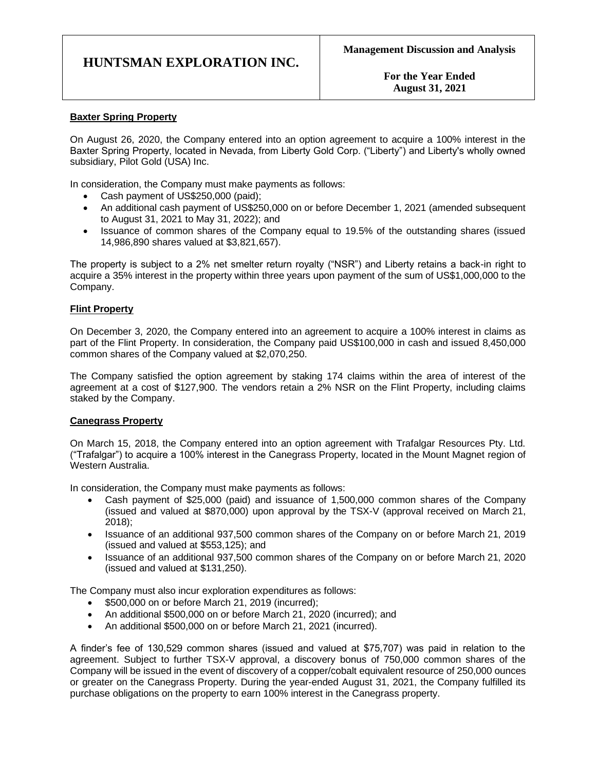#### Baxter Spring Property

On August 26, 2020, the Company entered into an option agreement to acquire a 100% interest in the Baxter Spring Property, located in Nevada, from Liberty Gold Corp. ("Liberty") and Liberty's wholly owned subsidiary, Pilot Gold (USA) Inc.

In consideration, the Company must make payments as follows:

- Cash payment of US$250,000 (paid);
- An additional cash payment of US$250,000 on or before December 1, 2021 (amended subsequent to August 31, 2021 to May 31, 2022); and
- Issuance of common shares of the Company equal to 19.5% of the outstanding shares (issued 14,986,890 shares valued at $3,821,657).

The property is subject to a 2% net smelter return royalty ("NSR") and Liberty retains a back-in right to acquire a 35% interest in the property within three years upon payment of the sum of US$1,000,000 to the Company.

#### Flint Property

On December 3, 2020, the Company entered into an agreement to acquire a 100% interest in claims as part of the Flint Property. In consideration, the Company paid US$100,000 in cash and issued 8,450,000 common shares of the Company valued at $2,070,250.

The Company satisfied the option agreement by staking 174 claims within the area of interest of the agreement at a cost of $127,900. The vendors retain a 2% NSR on the Flint Property, including claims staked by the Company.

#### Canegrass Property

On March 15, 2018, the Company entered into an option agreement with Trafalgar Resources Pty. Ltd. ("Trafalgar") to acquire a 100% interest in the Canegrass Property, located in the Mount Magnet region of Western Australia.

In consideration, the Company must make payments as follows:

- Cash payment of $25,000 (paid) and issuance of 1,500,000 common shares of the Company (issued and valued at $870,000) upon approval by the TSX-V (approval received on March 21, 2018);
- Issuance of an additional 937,500 common shares of the Company on or before March 21, 2019 (issued and valued at $553,125); and
- Issuance of an additional 937,500 common shares of the Company on or before March 21, 2020 (issued and valued at $131,250).

The Company must also incur exploration expenditures as follows:

- $500,000 on or before March 21, 2019 (incurred);
- An additional $500,000 on or before March 21, 2020 (incurred); and
- An additional $500,000 on or before March 21, 2021 (incurred).

A finder's fee of 130,529 common shares (issued and valued at $75,707) was paid in relation to the agreement. Subject to further TSX-V approval, a discovery bonus of 750,000 common shares of the Company will be issued in the event of discovery of a copper/cobalt equivalent resource of 250,000 ounces or greater on the Canegrass Property. During the year-ended August 31, 2021, the Company fulfilled its purchase obligations on the property to earn 100% interest in the Canegrass property.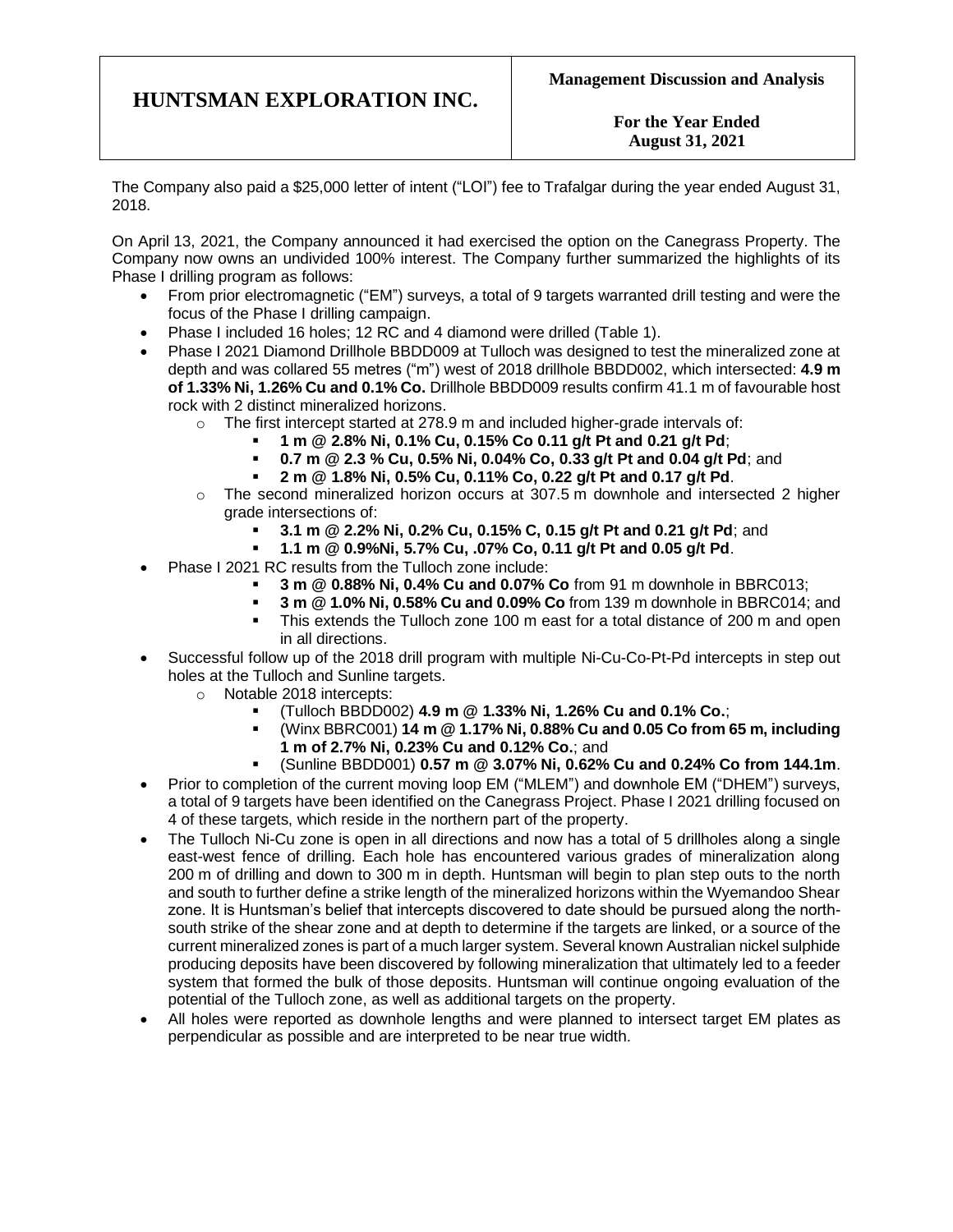The Company also paid a $25,000 letter of intent ("LOI") fee to Trafalgar during the year ended August 31, 2018.

On April 13, 2021, the Company announced it had exercised the option on the Canegrass Property. The Company now owns an undivided 100% interest. The Company further summarized the highlights of its Phase I drilling program as follows:

- From prior electromagnetic ("EM") surveys, a total of 9 targets warranted drill testing and were the focus of the Phase I drilling campaign.
- Phase I included 16 holes; 12 RC and 4 diamond were drilled (Table 1).
- Phase I 2021 Diamond Drillhole BBDD009 at Tulloch was designed to test the mineralized zone at depth and was collared 55 metres ("m") west of 2018 drillhole BBDD002, which intersected: **4.9 m of 1.33% Ni, 1.26% Cu and 0.1% Co.** Drillhole BBDD009 results confirm 41.1 m of favourable host rock with 2 distinct mineralized horizons.
  - The first intercept started at 278.9 m and included higher-grade intervals of:
    - **1 m @ 2.8% Ni, 0.1% Cu, 0.15% Co 0.11 g/t Pt and 0.21 g/t Pd**;
    - **0.7 m @ 2.3 % Cu, 0.5% Ni, 0.04% Co, 0.33 g/t Pt and 0.04 g/t Pd**; and
    - **2 m @ 1.8% Ni, 0.5% Cu, 0.11% Co, 0.22 g/t Pt and 0.17 g/t Pd**.
  - The second mineralized horizon occurs at 307.5 m downhole and intersected 2 higher grade intersections of:
    - **3.1 m @ 2.2% Ni, 0.2% Cu, 0.15% C, 0.15 g/t Pt and 0.21 g/t Pd**; and
    - **1.1 m @ 0.9%Ni, 5.7% Cu, .07% Co, 0.11 g/t Pt and 0.05 g/t Pd**.
- Phase I 2021 RC results from the Tulloch zone include:
  - **3 m @ 0.88% Ni, 0.4% Cu and 0.07% Co** from 91 m downhole in BBRC013;
  - **3 m @ 1.0% Ni, 0.58% Cu and 0.09% Co** from 139 m downhole in BBRC014; and
  - This extends the Tulloch zone 100 m east for a total distance of 200 m and open in all directions.
- Successful follow up of the 2018 drill program with multiple Ni-Cu-Co-Pt-Pd intercepts in step out holes at the Tulloch and Sunline targets.
  - Notable 2018 intercepts:
    - (Tulloch BBDD002) **4.9 m @ 1.33% Ni, 1.26% Cu and 0.1% Co.**;
    - (Winx BBRC001) **14 m @ 1.17% Ni, 0.88% Cu and 0.05 Co from 65 m, including 1 m of 2.7% Ni, 0.23% Cu and 0.12% Co.**; and
    - (Sunline BBDD001) **0.57 m @ 3.07% Ni, 0.62% Cu and 0.24% Co from 144.1m**.
- Prior to completion of the current moving loop EM ("MLEM") and downhole EM ("DHEM") surveys, a total of 9 targets have been identified on the Canegrass Project. Phase I 2021 drilling focused on 4 of these targets, which reside in the northern part of the property.
- The Tulloch Ni-Cu zone is open in all directions and now has a total of 5 drillholes along a single east-west fence of drilling. Each hole has encountered various grades of mineralization along 200 m of drilling and down to 300 m in depth. Huntsman will begin to plan step outs to the north and south to further define a strike length of the mineralized horizons within the Wyemandoo Shear zone. It is Huntsman's belief that intercepts discovered to date should be pursued along the north-south strike of the shear zone and at depth to determine if the targets are linked, or a source of the current mineralized zones is part of a much larger system. Several known Australian nickel sulphide producing deposits have been discovered by following mineralization that ultimately led to a feeder system that formed the bulk of those deposits. Huntsman will continue ongoing evaluation of the potential of the Tulloch zone, as well as additional targets on the property.
- All holes were reported as downhole lengths and were planned to intersect target EM plates as perpendicular as possible and are interpreted to be near true width.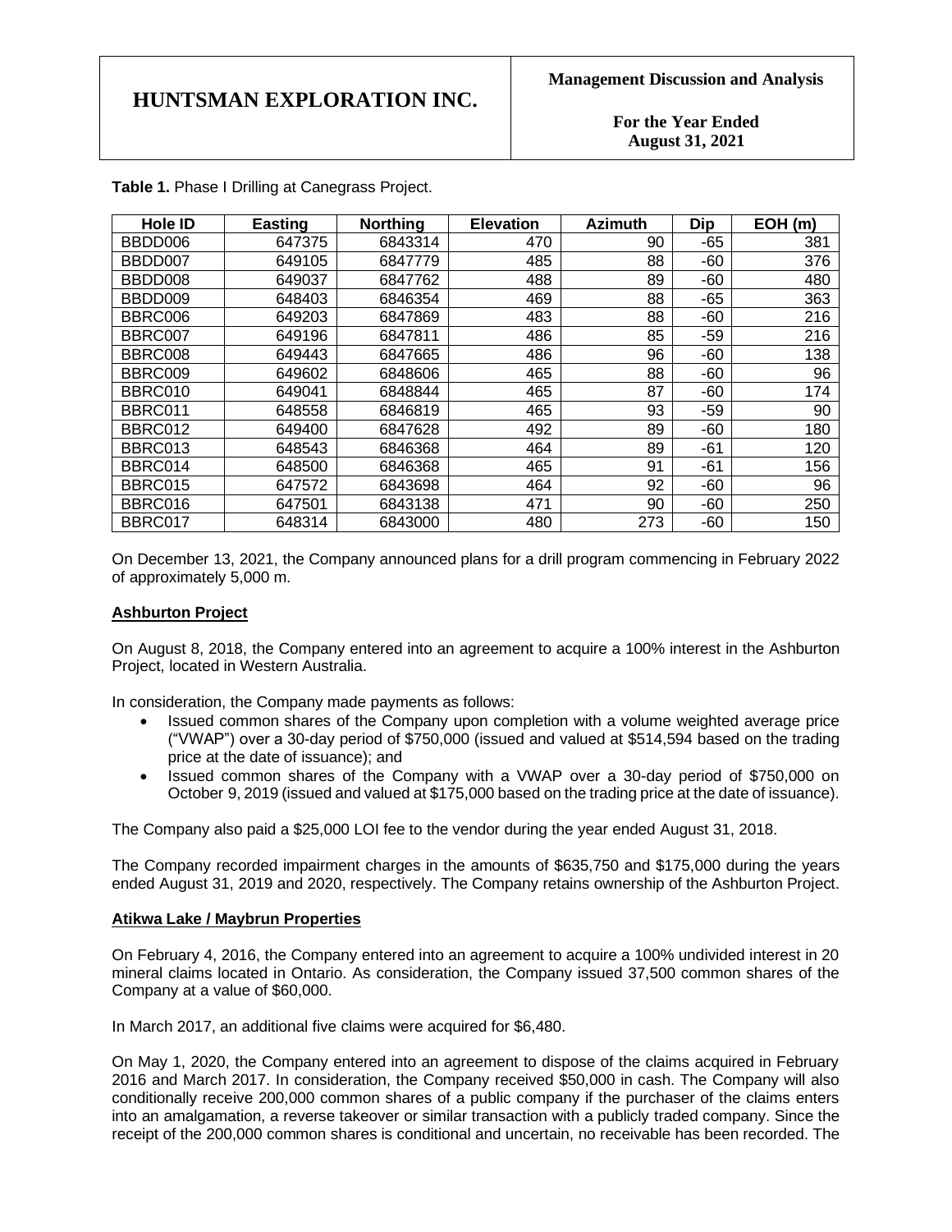**Table 1.** Phase I Drilling at Canegrass Project.

| Hole ID | Easting | Northing | Elevation | Azimuth | Dip | EOH (m) |
|---|---|---|---|---|---|---|
| BBDD006 | 647375 | 6843314 | 470 | 90 | -65 | 381 |
| BBDD007 | 649105 | 6847779 | 485 | 88 | -60 | 376 |
| BBDD008 | 649037 | 6847762 | 488 | 89 | -60 | 480 |
| BBDD009 | 648403 | 6846354 | 469 | 88 | -65 | 363 |
| BBRC006 | 649203 | 6847869 | 483 | 88 | -60 | 216 |
| BBRC007 | 649196 | 6847811 | 486 | 85 | -59 | 216 |
| BBRC008 | 649443 | 6847665 | 486 | 96 | -60 | 138 |
| BBRC009 | 649602 | 6848606 | 465 | 88 | -60 | 96 |
| BBRC010 | 649041 | 6848844 | 465 | 87 | -60 | 174 |
| BBRC011 | 648558 | 6846819 | 465 | 93 | -59 | 90 |
| BBRC012 | 649400 | 6847628 | 492 | 89 | -60 | 180 |
| BBRC013 | 648543 | 6846368 | 464 | 89 | -61 | 120 |
| BBRC014 | 648500 | 6846368 | 465 | 91 | -61 | 156 |
| BBRC015 | 647572 | 6843698 | 464 | 92 | -60 | 96 |
| BBRC016 | 647501 | 6843138 | 471 | 90 | -60 | 250 |
| BBRC017 | 648314 | 6843000 | 480 | 273 | -60 | 150 |

On December 13, 2021, the Company announced plans for a drill program commencing in February 2022 of approximately 5,000 m.

**Ashburton Project**

On August 8, 2018, the Company entered into an agreement to acquire a 100% interest in the Ashburton Project, located in Western Australia.

In consideration, the Company made payments as follows:

- Issued common shares of the Company upon completion with a volume weighted average price ("VWAP") over a 30-day period of $750,000 (issued and valued at $514,594 based on the trading price at the date of issuance); and
- Issued common shares of the Company with a VWAP over a 30-day period of $750,000 on October 9, 2019 (issued and valued at $175,000 based on the trading price at the date of issuance).

The Company also paid a $25,000 LOI fee to the vendor during the year ended August 31, 2018.

The Company recorded impairment charges in the amounts of $635,750 and $175,000 during the years ended August 31, 2019 and 2020, respectively. The Company retains ownership of the Ashburton Project.

**Atikwa Lake / Maybrun Properties**

On February 4, 2016, the Company entered into an agreement to acquire a 100% undivided interest in 20 mineral claims located in Ontario. As consideration, the Company issued 37,500 common shares of the Company at a value of $60,000.

In March 2017, an additional five claims were acquired for $6,480.

On May 1, 2020, the Company entered into an agreement to dispose of the claims acquired in February 2016 and March 2017. In consideration, the Company received $50,000 in cash. The Company will also conditionally receive 200,000 common shares of a public company if the purchaser of the claims enters into an amalgamation, a reverse takeover or similar transaction with a publicly traded company. Since the receipt of the 200,000 common shares is conditional and uncertain, no receivable has been recorded. The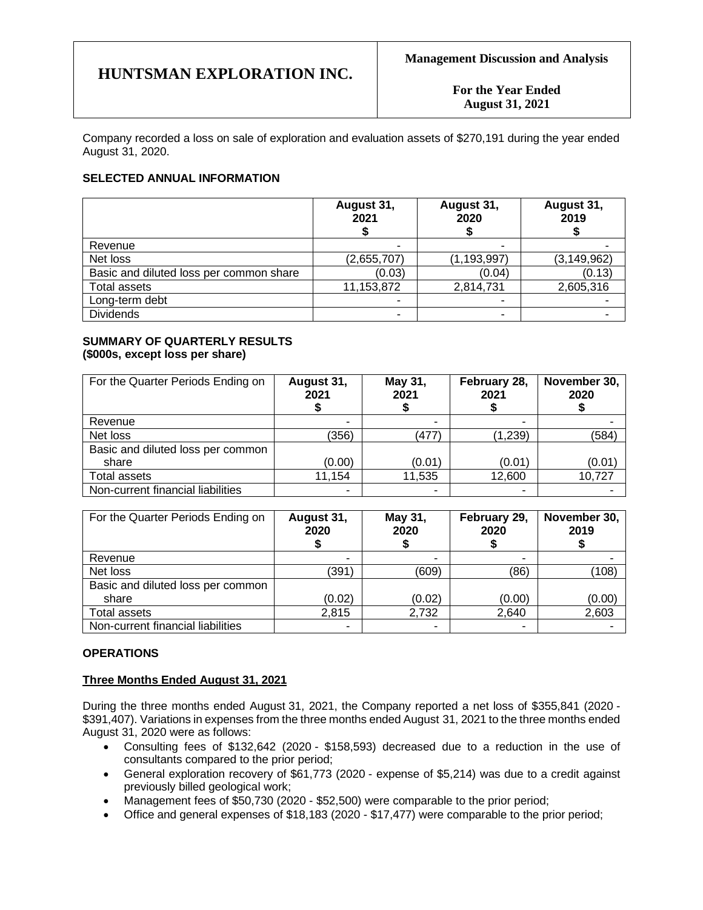Company recorded a loss on sale of exploration and evaluation assets of $270,191 during the year ended August 31, 2020.

### SELECTED ANNUAL INFORMATION

| | August 31, 2021 $ | August 31, 2020 $ | August 31, 2019 $ |
|---|---|---|---|
| Revenue | - | - | - |
| Net loss | (2,655,707) | (1,193,997) | (3,149,962) |
| Basic and diluted loss per common share | (0.03) | (0.04) | (0.13) |
| Total assets | 11,153,872 | 2,814,731 | 2,605,316 |
| Long-term debt | - | - | - |
| Dividends | - | - | - |

### SUMMARY OF QUARTERLY RESULTS
### (\$000s, except loss per share)

| For the Quarter Periods Ending on | August 31, 2021 $ | May 31, 2021 $ | February 28, 2021 $ | November 30, 2020 $ |
|---|---|---|---|---|
| Revenue | - | - | - | - |
| Net loss | (356) | (477) | (1,239) | (584) |
| Basic and diluted loss per common share | (0.00) | (0.01) | (0.01) | (0.01) |
| Total assets | 11,154 | 11,535 | 12,600 | 10,727 |
| Non-current financial liabilities | - | - | - | - |

| For the Quarter Periods Ending on | August 31, 2020 $ | May 31, 2020 $ | February 29, 2020 $ | November 30, 2019 $ |
|---|---|---|---|---|
| Revenue | - | - | - | - |
| Net loss | (391) | (609) | (86) | (108) |
| Basic and diluted loss per common share | (0.02) | (0.02) | (0.00) | (0.00) |
| Total assets | 2,815 | 2,732 | 2,640 | 2,603 |
| Non-current financial liabilities | - | - | - | - |

### OPERATIONS

**Three Months Ended August 31, 2021**

During the three months ended August 31, 2021, the Company reported a net loss of $355,841 (2020 - $391,407). Variations in expenses from the three months ended August 31, 2021 to the three months ended August 31, 2020 were as follows:

- Consulting fees of $132,642 (2020 - $158,593) decreased due to a reduction in the use of consultants compared to the prior period;
- General exploration recovery of $61,773 (2020 - expense of $5,214) was due to a credit against previously billed geological work;
- Management fees of $50,730 (2020 - $52,500) were comparable to the prior period;
- Office and general expenses of $18,183 (2020 - $17,477) were comparable to the prior period;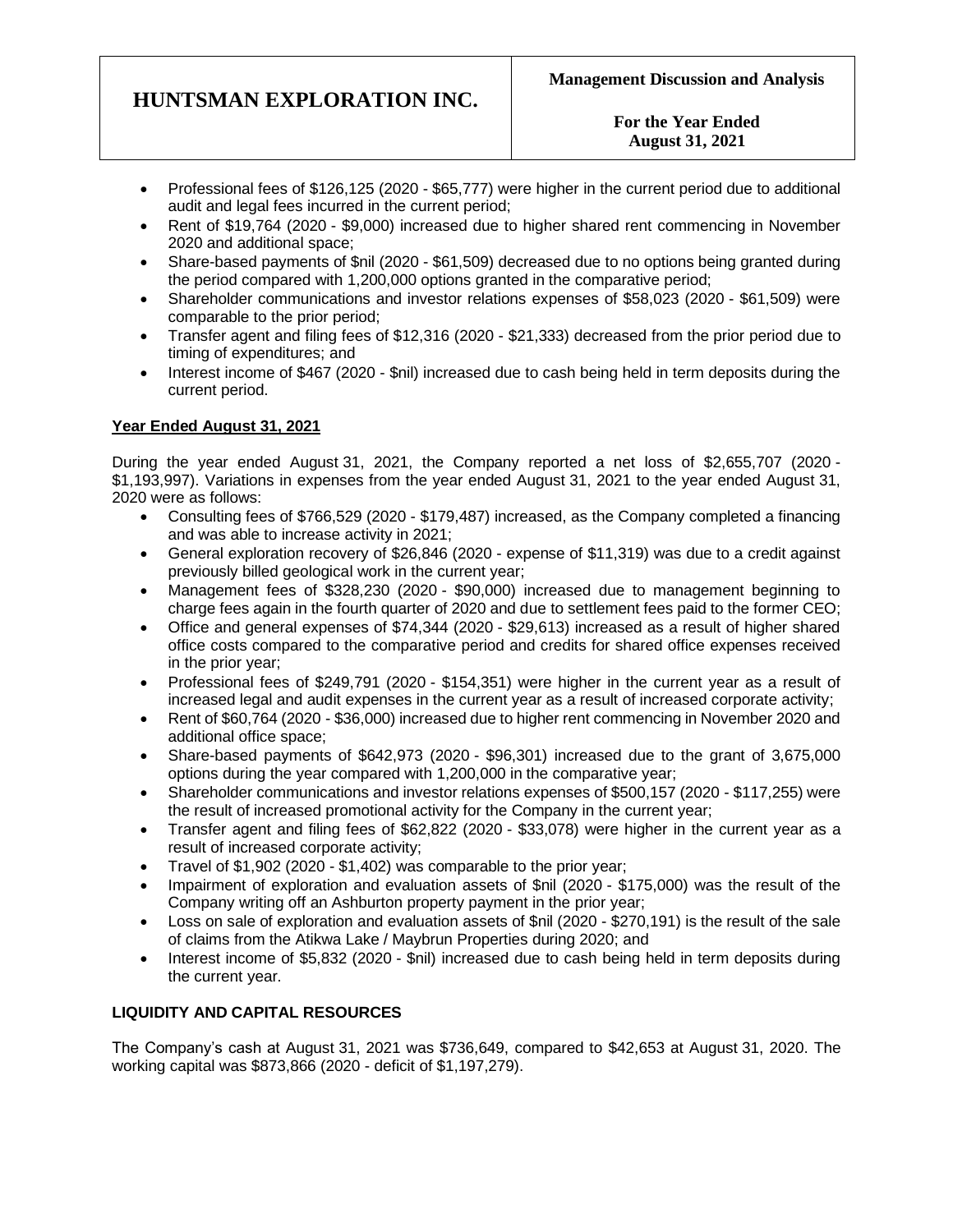- Professional fees of $126,125 (2020 - $65,777) were higher in the current period due to additional audit and legal fees incurred in the current period;
- Rent of $19,764 (2020 - $9,000) increased due to higher shared rent commencing in November 2020 and additional space;
- Share-based payments of $nil (2020 - $61,509) decreased due to no options being granted during the period compared with 1,200,000 options granted in the comparative period;
- Shareholder communications and investor relations expenses of $58,023 (2020 - $61,509) were comparable to the prior period;
- Transfer agent and filing fees of $12,316 (2020 - $21,333) decreased from the prior period due to timing of expenditures; and
- Interest income of $467 (2020 - $nil) increased due to cash being held in term deposits during the current period.

**Year Ended August 31, 2021**

During the year ended August 31, 2021, the Company reported a net loss of $2,655,707 (2020 - $1,193,997). Variations in expenses from the year ended August 31, 2021 to the year ended August 31, 2020 were as follows:

- Consulting fees of $766,529 (2020 - $179,487) increased, as the Company completed a financing and was able to increase activity in 2021;
- General exploration recovery of $26,846 (2020 - expense of $11,319) was due to a credit against previously billed geological work in the current year;
- Management fees of $328,230 (2020 - $90,000) increased due to management beginning to charge fees again in the fourth quarter of 2020 and due to settlement fees paid to the former CEO;
- Office and general expenses of $74,344 (2020 - $29,613) increased as a result of higher shared office costs compared to the comparative period and credits for shared office expenses received in the prior year;
- Professional fees of $249,791 (2020 - $154,351) were higher in the current year as a result of increased legal and audit expenses in the current year as a result of increased corporate activity;
- Rent of $60,764 (2020 - $36,000) increased due to higher rent commencing in November 2020 and additional office space;
- Share-based payments of $642,973 (2020 - $96,301) increased due to the grant of 3,675,000 options during the year compared with 1,200,000 in the comparative year;
- Shareholder communications and investor relations expenses of $500,157 (2020 - $117,255) were the result of increased promotional activity for the Company in the current year;
- Transfer agent and filing fees of $62,822 (2020 - $33,078) were higher in the current year as a result of increased corporate activity;
- Travel of $1,902 (2020 - $1,402) was comparable to the prior year;
- Impairment of exploration and evaluation assets of $nil (2020 - $175,000) was the result of the Company writing off an Ashburton property payment in the prior year;
- Loss on sale of exploration and evaluation assets of $nil (2020 - $270,191) is the result of the sale of claims from the Atikwa Lake / Maybrun Properties during 2020; and
- Interest income of $5,832 (2020 - $nil) increased due to cash being held in term deposits during the current year.

**LIQUIDITY AND CAPITAL RESOURCES**

The Company's cash at August 31, 2021 was $736,649, compared to $42,653 at August 31, 2020. The working capital was $873,866 (2020 - deficit of $1,197,279).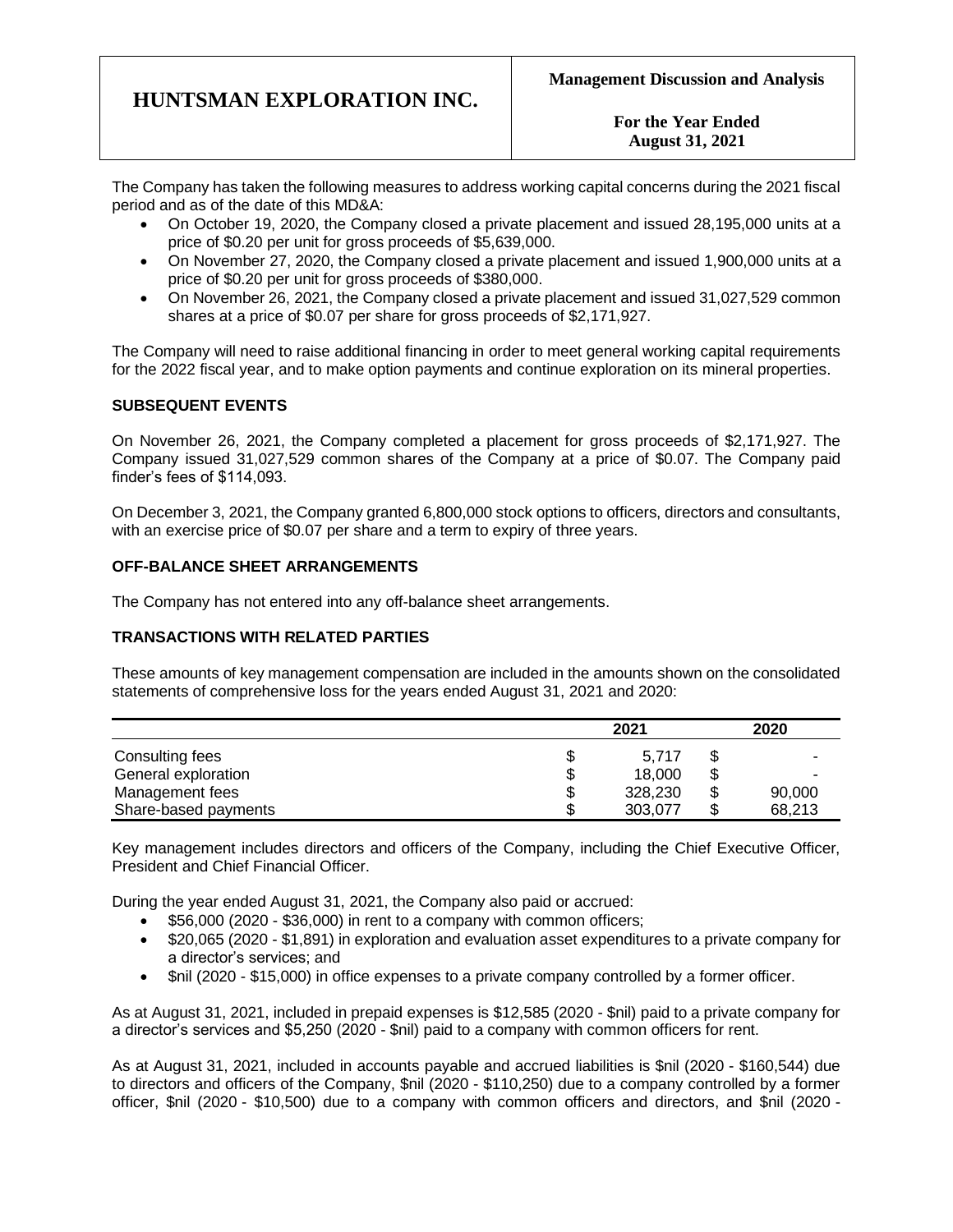The Company has taken the following measures to address working capital concerns during the 2021 fiscal period and as of the date of this MD&A:

- On October 19, 2020, the Company closed a private placement and issued 28,195,000 units at a price of $0.20 per unit for gross proceeds of $5,639,000.
- On November 27, 2020, the Company closed a private placement and issued 1,900,000 units at a price of $0.20 per unit for gross proceeds of $380,000.
- On November 26, 2021, the Company closed a private placement and issued 31,027,529 common shares at a price of $0.07 per share for gross proceeds of $2,171,927.

The Company will need to raise additional financing in order to meet general working capital requirements for the 2022 fiscal year, and to make option payments and continue exploration on its mineral properties.

## SUBSEQUENT EVENTS

On November 26, 2021, the Company completed a placement for gross proceeds of $2,171,927. The Company issued 31,027,529 common shares of the Company at a price of $0.07. The Company paid finder's fees of $114,093.

On December 3, 2021, the Company granted 6,800,000 stock options to officers, directors and consultants, with an exercise price of $0.07 per share and a term to expiry of three years.

## OFF-BALANCE SHEET ARRANGEMENTS

The Company has not entered into any off-balance sheet arrangements.

## TRANSACTIONS WITH RELATED PARTIES

These amounts of key management compensation are included in the amounts shown on the consolidated statements of comprehensive loss for the years ended August 31, 2021 and 2020:

| | 2021 | 2020 |
|---|---|---|
| Consulting fees | $ 5,717 | $ - |
| General exploration | $ 18,000 | $ - |
| Management fees | $ 328,230 | $ 90,000 |
| Share-based payments | $ 303,077 | $ 68,213 |

Key management includes directors and officers of the Company, including the Chief Executive Officer, President and Chief Financial Officer.

During the year ended August 31, 2021, the Company also paid or accrued:

- $56,000 (2020 - $36,000) in rent to a company with common officers;
- $20,065 (2020 - $1,891) in exploration and evaluation asset expenditures to a private company for a director's services; and
- $nil (2020 - $15,000) in office expenses to a private company controlled by a former officer.

As at August 31, 2021, included in prepaid expenses is $12,585 (2020 - $nil) paid to a private company for a director's services and $5,250 (2020 - $nil) paid to a company with common officers for rent.

As at August 31, 2021, included in accounts payable and accrued liabilities is $nil (2020 - $160,544) due to directors and officers of the Company, $nil (2020 - $110,250) due to a company controlled by a former officer, $nil (2020 - $10,500) due to a company with common officers and directors, and $nil (2020 -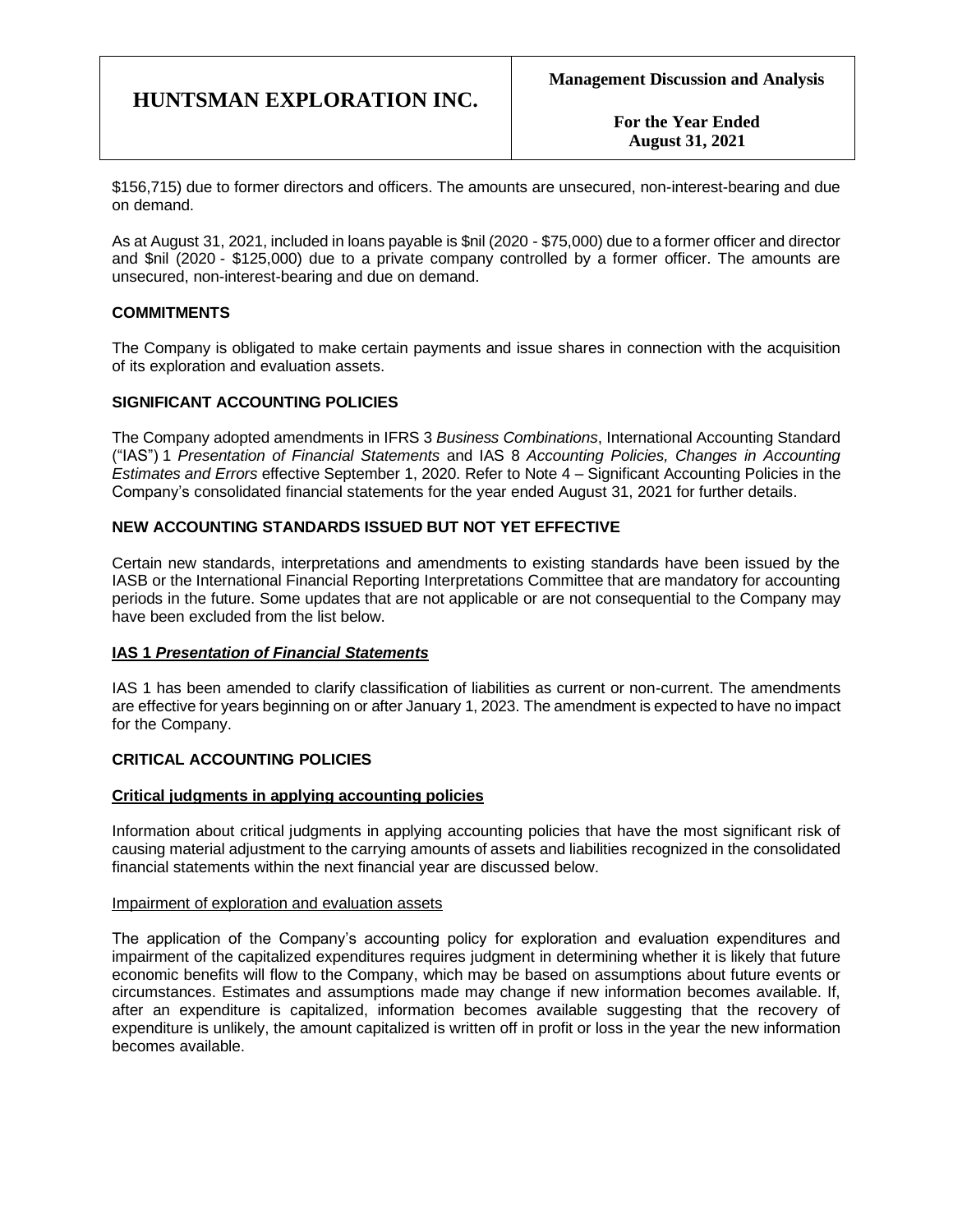$156,715) due to former directors and officers. The amounts are unsecured, non-interest-bearing and due on demand.

As at August 31, 2021, included in loans payable is $nil (2020 - $75,000) due to a former officer and director and $nil (2020 - $125,000) due to a private company controlled by a former officer. The amounts are unsecured, non-interest-bearing and due on demand.

## COMMITMENTS

The Company is obligated to make certain payments and issue shares in connection with the acquisition of its exploration and evaluation assets.

## SIGNIFICANT ACCOUNTING POLICIES

The Company adopted amendments in IFRS 3 *Business Combinations*, International Accounting Standard ("IAS") 1 *Presentation of Financial Statements* and IAS 8 *Accounting Policies, Changes in Accounting Estimates and Errors* effective September 1, 2020. Refer to Note 4 – Significant Accounting Policies in the Company's consolidated financial statements for the year ended August 31, 2021 for further details.

## NEW ACCOUNTING STANDARDS ISSUED BUT NOT YET EFFECTIVE

Certain new standards, interpretations and amendments to existing standards have been issued by the IASB or the International Financial Reporting Interpretations Committee that are mandatory for accounting periods in the future. Some updates that are not applicable or are not consequential to the Company may have been excluded from the list below.

### IAS 1 *Presentation of Financial Statements*

IAS 1 has been amended to clarify classification of liabilities as current or non-current. The amendments are effective for years beginning on or after January 1, 2023. The amendment is expected to have no impact for the Company.

## CRITICAL ACCOUNTING POLICIES

### Critical judgments in applying accounting policies

Information about critical judgments in applying accounting policies that have the most significant risk of causing material adjustment to the carrying amounts of assets and liabilities recognized in the consolidated financial statements within the next financial year are discussed below.

#### Impairment of exploration and evaluation assets

The application of the Company's accounting policy for exploration and evaluation expenditures and impairment of the capitalized expenditures requires judgment in determining whether it is likely that future economic benefits will flow to the Company, which may be based on assumptions about future events or circumstances. Estimates and assumptions made may change if new information becomes available. If, after an expenditure is capitalized, information becomes available suggesting that the recovery of expenditure is unlikely, the amount capitalized is written off in profit or loss in the year the new information becomes available.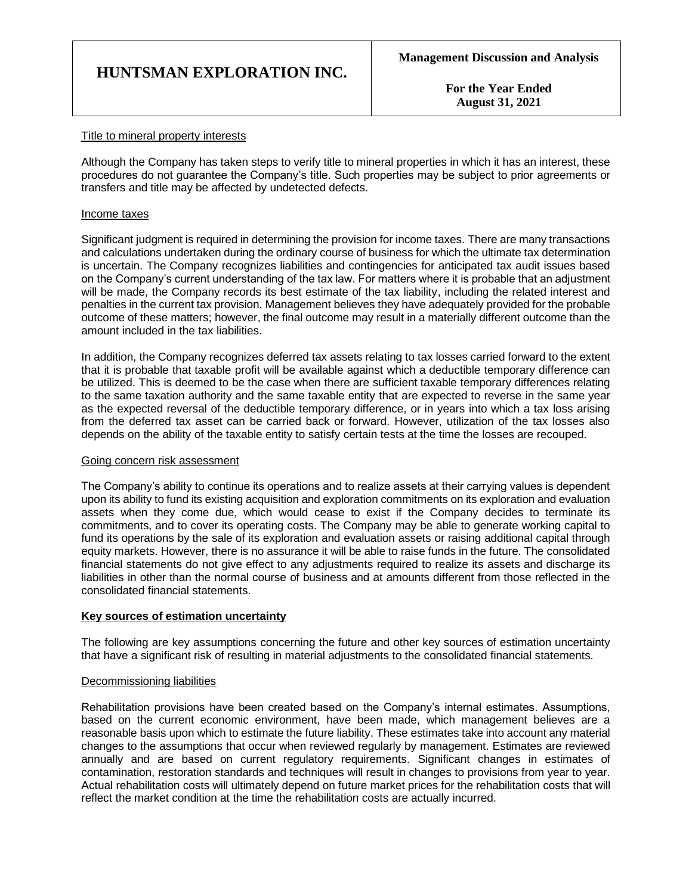#### Title to mineral property interests

Although the Company has taken steps to verify title to mineral properties in which it has an interest, these procedures do not guarantee the Company's title. Such properties may be subject to prior agreements or transfers and title may be affected by undetected defects.

#### Income taxes

Significant judgment is required in determining the provision for income taxes. There are many transactions and calculations undertaken during the ordinary course of business for which the ultimate tax determination is uncertain. The Company recognizes liabilities and contingencies for anticipated tax audit issues based on the Company's current understanding of the tax law. For matters where it is probable that an adjustment will be made, the Company records its best estimate of the tax liability, including the related interest and penalties in the current tax provision. Management believes they have adequately provided for the probable outcome of these matters; however, the final outcome may result in a materially different outcome than the amount included in the tax liabilities.

In addition, the Company recognizes deferred tax assets relating to tax losses carried forward to the extent that it is probable that taxable profit will be available against which a deductible temporary difference can be utilized. This is deemed to be the case when there are sufficient taxable temporary differences relating to the same taxation authority and the same taxable entity that are expected to reverse in the same year as the expected reversal of the deductible temporary difference, or in years into which a tax loss arising from the deferred tax asset can be carried back or forward. However, utilization of the tax losses also depends on the ability of the taxable entity to satisfy certain tests at the time the losses are recouped.

#### Going concern risk assessment

The Company's ability to continue its operations and to realize assets at their carrying values is dependent upon its ability to fund its existing acquisition and exploration commitments on its exploration and evaluation assets when they come due, which would cease to exist if the Company decides to terminate its commitments, and to cover its operating costs. The Company may be able to generate working capital to fund its operations by the sale of its exploration and evaluation assets or raising additional capital through equity markets. However, there is no assurance it will be able to raise funds in the future. The consolidated financial statements do not give effect to any adjustments required to realize its assets and discharge its liabilities in other than the normal course of business and at amounts different from those reflected in the consolidated financial statements.

### Key sources of estimation uncertainty

The following are key assumptions concerning the future and other key sources of estimation uncertainty that have a significant risk of resulting in material adjustments to the consolidated financial statements.

#### Decommissioning liabilities

Rehabilitation provisions have been created based on the Company's internal estimates. Assumptions, based on the current economic environment, have been made, which management believes are a reasonable basis upon which to estimate the future liability. These estimates take into account any material changes to the assumptions that occur when reviewed regularly by management. Estimates are reviewed annually and are based on current regulatory requirements. Significant changes in estimates of contamination, restoration standards and techniques will result in changes to provisions from year to year. Actual rehabilitation costs will ultimately depend on future market prices for the rehabilitation costs that will reflect the market condition at the time the rehabilitation costs are actually incurred.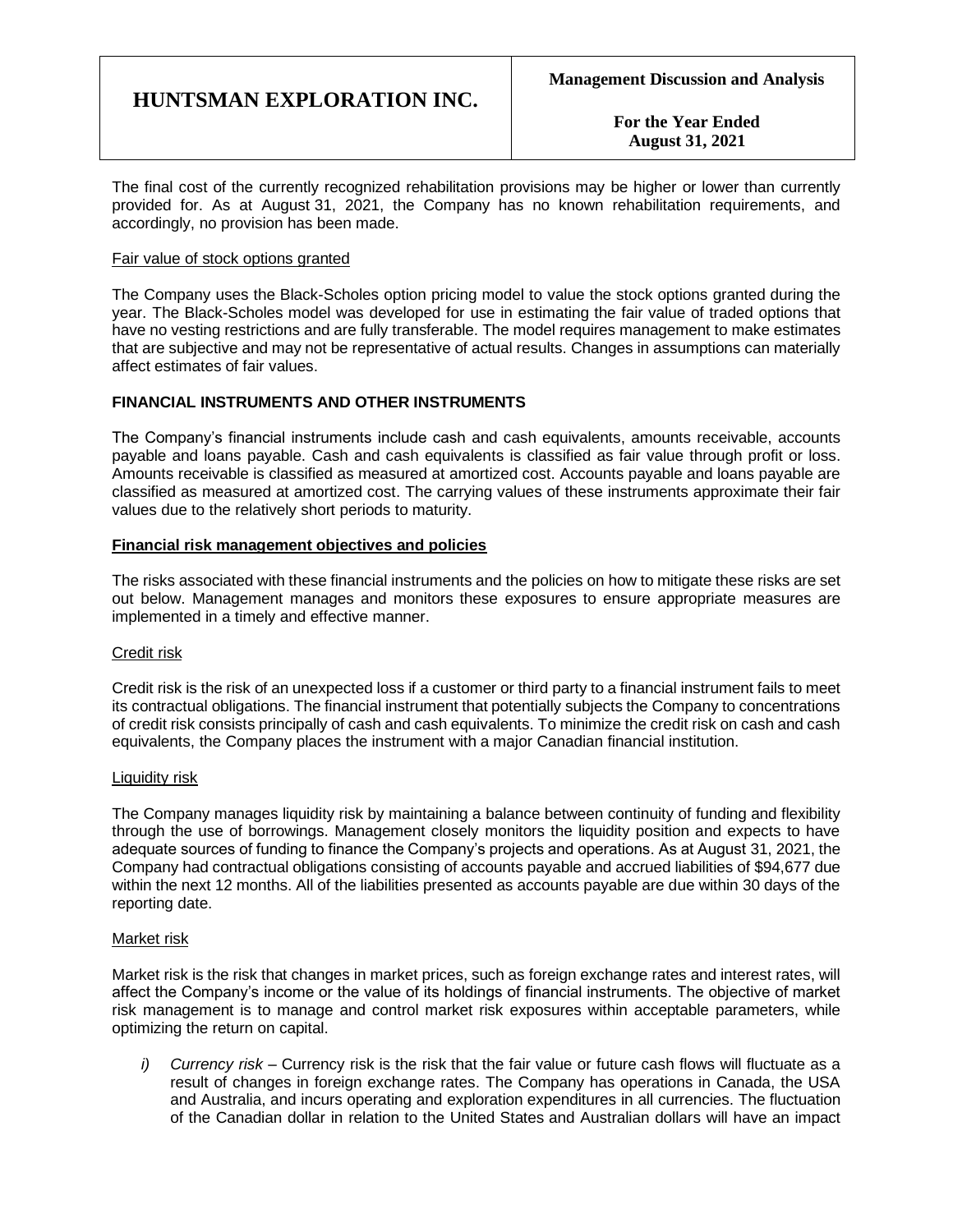The final cost of the currently recognized rehabilitation provisions may be higher or lower than currently provided for. As at August 31, 2021, the Company has no known rehabilitation requirements, and accordingly, no provision has been made.

Fair value of stock options granted

The Company uses the Black-Scholes option pricing model to value the stock options granted during the year. The Black-Scholes model was developed for use in estimating the fair value of traded options that have no vesting restrictions and are fully transferable. The model requires management to make estimates that are subjective and may not be representative of actual results. Changes in assumptions can materially affect estimates of fair values.

## FINANCIAL INSTRUMENTS AND OTHER INSTRUMENTS

The Company's financial instruments include cash and cash equivalents, amounts receivable, accounts payable and loans payable. Cash and cash equivalents is classified as fair value through profit or loss. Amounts receivable is classified as measured at amortized cost. Accounts payable and loans payable are classified as measured at amortized cost. The carrying values of these instruments approximate their fair values due to the relatively short periods to maturity.

### Financial risk management objectives and policies

The risks associated with these financial instruments and the policies on how to mitigate these risks are set out below. Management manages and monitors these exposures to ensure appropriate measures are implemented in a timely and effective manner.

Credit risk

Credit risk is the risk of an unexpected loss if a customer or third party to a financial instrument fails to meet its contractual obligations. The financial instrument that potentially subjects the Company to concentrations of credit risk consists principally of cash and cash equivalents. To minimize the credit risk on cash and cash equivalents, the Company places the instrument with a major Canadian financial institution.

Liquidity risk

The Company manages liquidity risk by maintaining a balance between continuity of funding and flexibility through the use of borrowings. Management closely monitors the liquidity position and expects to have adequate sources of funding to finance the Company's projects and operations. As at August 31, 2021, the Company had contractual obligations consisting of accounts payable and accrued liabilities of $94,677 due within the next 12 months. All of the liabilities presented as accounts payable are due within 30 days of the reporting date.

Market risk

Market risk is the risk that changes in market prices, such as foreign exchange rates and interest rates, will affect the Company's income or the value of its holdings of financial instruments. The objective of market risk management is to manage and control market risk exposures within acceptable parameters, while optimizing the return on capital.

*i) Currency risk* – Currency risk is the risk that the fair value or future cash flows will fluctuate as a result of changes in foreign exchange rates. The Company has operations in Canada, the USA and Australia, and incurs operating and exploration expenditures in all currencies. The fluctuation of the Canadian dollar in relation to the United States and Australian dollars will have an impact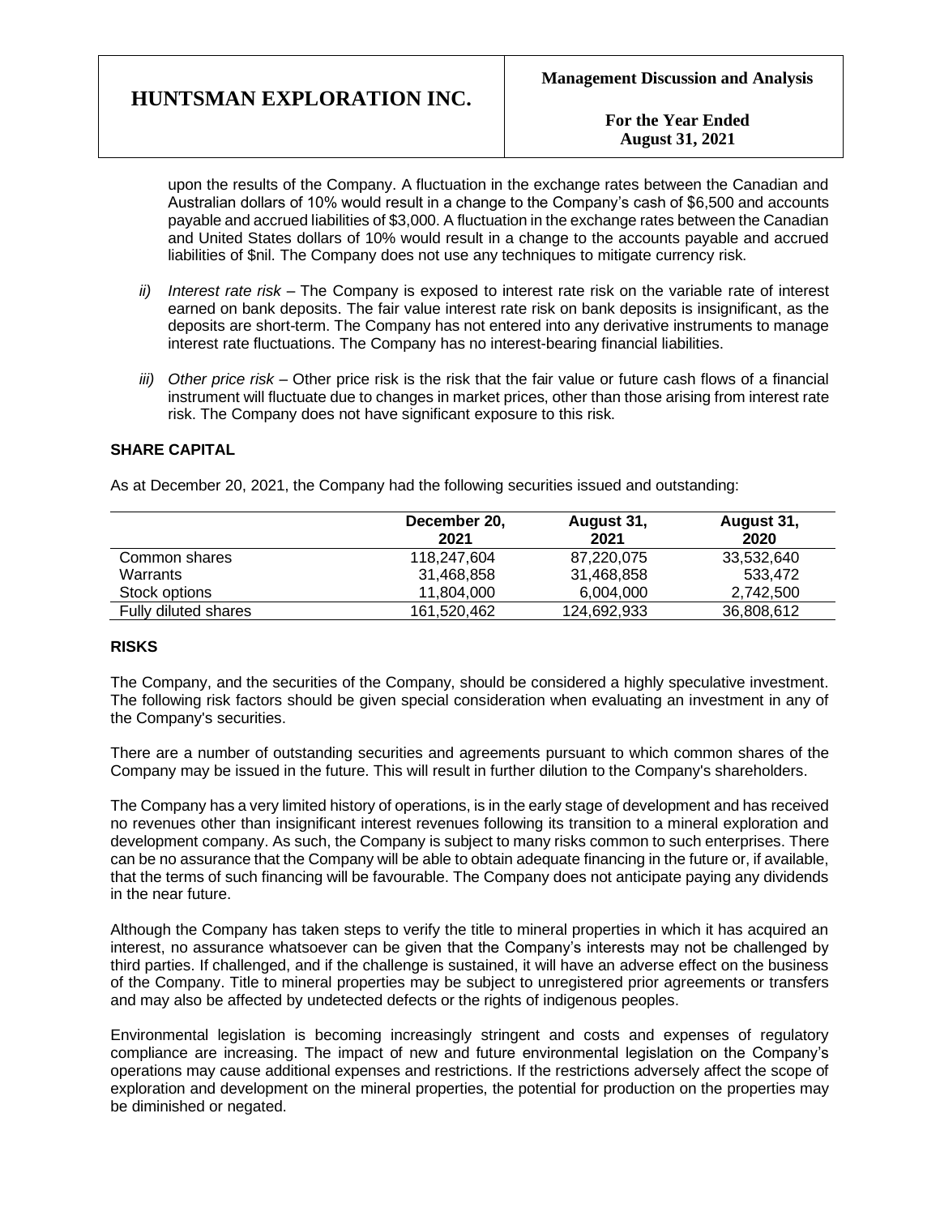upon the results of the Company. A fluctuation in the exchange rates between the Canadian and Australian dollars of 10% would result in a change to the Company's cash of $6,500 and accounts payable and accrued liabilities of $3,000. A fluctuation in the exchange rates between the Canadian and United States dollars of 10% would result in a change to the accounts payable and accrued liabilities of $nil. The Company does not use any techniques to mitigate currency risk.

*ii) Interest rate risk* – The Company is exposed to interest rate risk on the variable rate of interest earned on bank deposits. The fair value interest rate risk on bank deposits is insignificant, as the deposits are short-term. The Company has not entered into any derivative instruments to manage interest rate fluctuations. The Company has no interest-bearing financial liabilities.

*iii) Other price risk* – Other price risk is the risk that the fair value or future cash flows of a financial instrument will fluctuate due to changes in market prices, other than those arising from interest rate risk. The Company does not have significant exposure to this risk.

## SHARE CAPITAL

As at December 20, 2021, the Company had the following securities issued and outstanding:

| | December 20, 2021 | August 31, 2021 | August 31, 2020 |
|---|---|---|---|
| Common shares | 118,247,604 | 87,220,075 | 33,532,640 |
| Warrants | 31,468,858 | 31,468,858 | 533,472 |
| Stock options | 11,804,000 | 6,004,000 | 2,742,500 |
| Fully diluted shares | 161,520,462 | 124,692,933 | 36,808,612 |

## RISKS

The Company, and the securities of the Company, should be considered a highly speculative investment. The following risk factors should be given special consideration when evaluating an investment in any of the Company's securities.

There are a number of outstanding securities and agreements pursuant to which common shares of the Company may be issued in the future. This will result in further dilution to the Company's shareholders.

The Company has a very limited history of operations, is in the early stage of development and has received no revenues other than insignificant interest revenues following its transition to a mineral exploration and development company. As such, the Company is subject to many risks common to such enterprises. There can be no assurance that the Company will be able to obtain adequate financing in the future or, if available, that the terms of such financing will be favourable. The Company does not anticipate paying any dividends in the near future.

Although the Company has taken steps to verify the title to mineral properties in which it has acquired an interest, no assurance whatsoever can be given that the Company's interests may not be challenged by third parties. If challenged, and if the challenge is sustained, it will have an adverse effect on the business of the Company. Title to mineral properties may be subject to unregistered prior agreements or transfers and may also be affected by undetected defects or the rights of indigenous peoples.

Environmental legislation is becoming increasingly stringent and costs and expenses of regulatory compliance are increasing. The impact of new and future environmental legislation on the Company's operations may cause additional expenses and restrictions. If the restrictions adversely affect the scope of exploration and development on the mineral properties, the potential for production on the properties may be diminished or negated.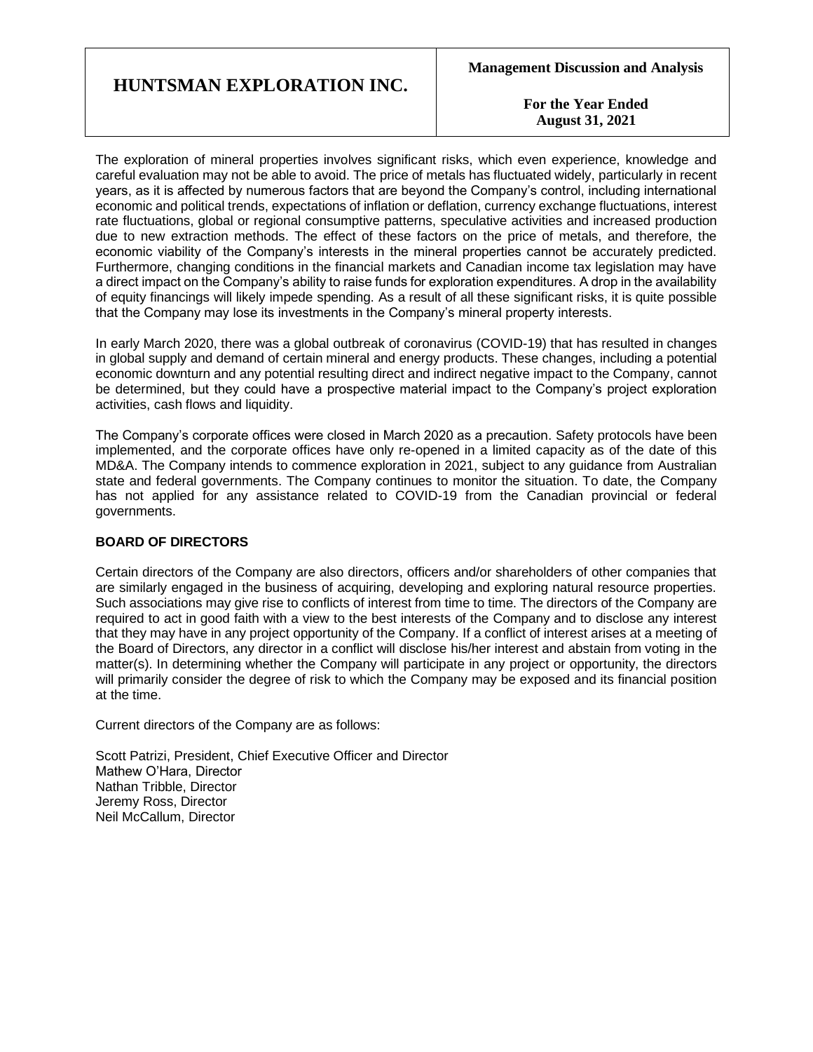The exploration of mineral properties involves significant risks, which even experience, knowledge and careful evaluation may not be able to avoid. The price of metals has fluctuated widely, particularly in recent years, as it is affected by numerous factors that are beyond the Company's control, including international economic and political trends, expectations of inflation or deflation, currency exchange fluctuations, interest rate fluctuations, global or regional consumptive patterns, speculative activities and increased production due to new extraction methods. The effect of these factors on the price of metals, and therefore, the economic viability of the Company's interests in the mineral properties cannot be accurately predicted. Furthermore, changing conditions in the financial markets and Canadian income tax legislation may have a direct impact on the Company's ability to raise funds for exploration expenditures. A drop in the availability of equity financings will likely impede spending. As a result of all these significant risks, it is quite possible that the Company may lose its investments in the Company's mineral property interests.

In early March 2020, there was a global outbreak of coronavirus (COVID-19) that has resulted in changes in global supply and demand of certain mineral and energy products. These changes, including a potential economic downturn and any potential resulting direct and indirect negative impact to the Company, cannot be determined, but they could have a prospective material impact to the Company's project exploration activities, cash flows and liquidity.

The Company's corporate offices were closed in March 2020 as a precaution. Safety protocols have been implemented, and the corporate offices have only re-opened in a limited capacity as of the date of this MD&A. The Company intends to commence exploration in 2021, subject to any guidance from Australian state and federal governments. The Company continues to monitor the situation. To date, the Company has not applied for any assistance related to COVID-19 from the Canadian provincial or federal governments.

## BOARD OF DIRECTORS

Certain directors of the Company are also directors, officers and/or shareholders of other companies that are similarly engaged in the business of acquiring, developing and exploring natural resource properties. Such associations may give rise to conflicts of interest from time to time. The directors of the Company are required to act in good faith with a view to the best interests of the Company and to disclose any interest that they may have in any project opportunity of the Company. If a conflict of interest arises at a meeting of the Board of Directors, any director in a conflict will disclose his/her interest and abstain from voting in the matter(s). In determining whether the Company will participate in any project or opportunity, the directors will primarily consider the degree of risk to which the Company may be exposed and its financial position at the time.

Current directors of the Company are as follows:

Scott Patrizi, President, Chief Executive Officer and Director
Mathew O'Hara, Director
Nathan Tribble, Director
Jeremy Ross, Director
Neil McCallum, Director